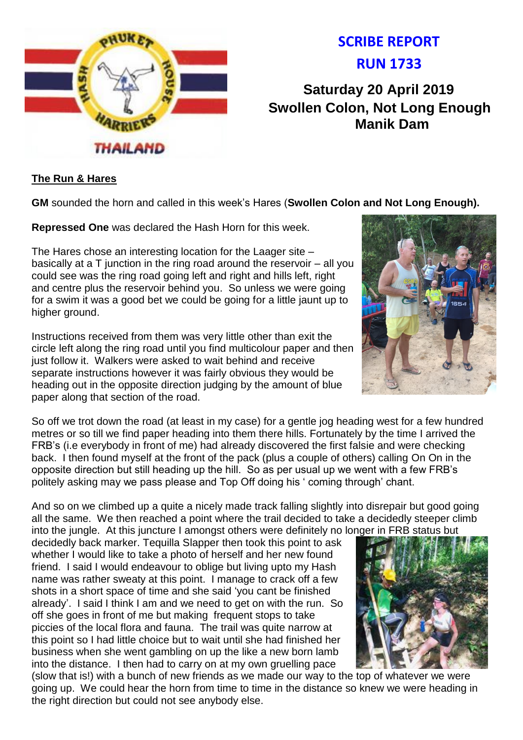# SCRIBE REPORT
# RUN 1733

## Saturday 20 April 2019
## Swollen Colon, Not Long Enough
## Manik Dam

**The Run & Hares**

**GM** sounded the horn and called in this week's Hares (**Swollen Colon and Not Long Enough).**

**Repressed One** was declared the Hash Horn for this week.

The Hares chose an interesting location for the Laager site – basically at a T junction in the ring road around the reservoir – all you could see was the ring road going left and right and hills left, right and centre plus the reservoir behind you. So unless we were going for a swim it was a good bet we could be going for a little jaunt up to higher ground.

Instructions received from them was very little other than exit the circle left along the ring road until you find multicolour paper and then just follow it. Walkers were asked to wait behind and receive separate instructions however it was fairly obvious they would be heading out in the opposite direction judging by the amount of blue paper along that section of the road.

So off we trot down the road (at least in my case) for a gentle jog heading west for a few hundred metres or so till we find paper heading into them there hills. Fortunately by the time I arrived the FRB's (i.e everybody in front of me) had already discovered the first falsie and were checking back. I then found myself at the front of the pack (plus a couple of others) calling On On in the opposite direction but still heading up the hill. So as per usual up we went with a few FRB's politely asking may we pass please and Top Off doing his ' coming through' chant.

And so on we climbed up a quite a nicely made track falling slightly into disrepair but good going all the same. We then reached a point where the trail decided to take a decidedly steeper climb into the jungle. At this juncture I amongst others were definitely no longer in FRB status but decidedly back marker. Tequilla Slapper then took this point to ask whether I would like to take a photo of herself and her new found friend. I said I would endeavour to oblige but living upto my Hash name was rather sweaty at this point. I manage to crack off a few shots in a short space of time and she said 'you cant be finished already'. I said I think I am and we need to get on with the run. So off she goes in front of me but making frequent stops to take piccies of the local flora and fauna. The trail was quite narrow at this point so I had little choice but to wait until she had finished her business when she went gambling on up the like a new born lamb into the distance. I then had to carry on at my own gruelling pace (slow that is!) with a bunch of new friends as we made our way to the top of whatever we were going up. We could hear the horn from time to time in the distance so knew we were heading in the right direction but could not see anybody else.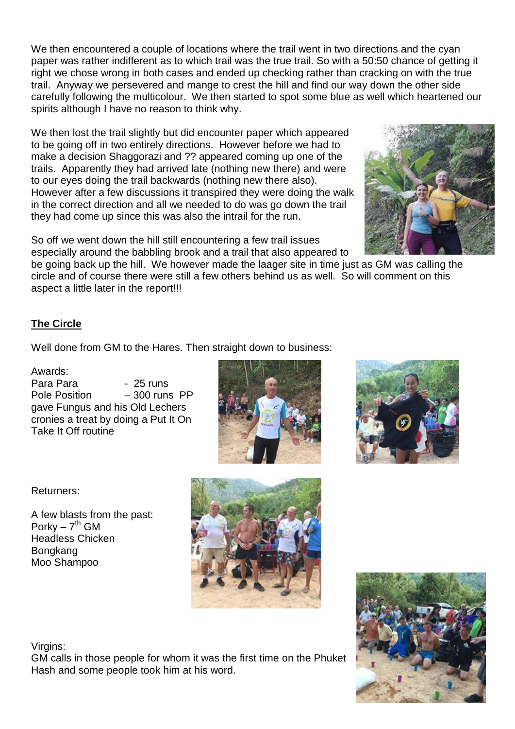We then encountered a couple of locations where the trail went in two directions and the cyan paper was rather indifferent as to which trail was the true trail. So with a 50:50 chance of getting it right we chose wrong in both cases and ended up checking rather than cracking on with the true trail. Anyway we persevered and mange to crest the hill and find our way down the other side carefully following the multicolour. We then started to spot some blue as well which heartened our spirits although I have no reason to think why.

We then lost the trail slightly but did encounter paper which appeared to be going off in two entirely directions. However before we had to make a decision Shaggorazi and ?? appeared coming up one of the trails. Apparently they had arrived late (nothing new there) and were to our eyes doing the trail backwards (nothing new there also). However after a few discussions it transpired they were doing the walk in the correct direction and all we needed to do was go down the trail they had come up since this was also the intrail for the run.

So off we went down the hill still encountering a few trail issues especially around the babbling brook and a trail that also appeared to be going back up the hill. We however made the laager site in time just as GM was calling the circle and of course there were still a few others behind us as well. So will comment on this aspect a little later in the report!!!

## The Circle

Well done from GM to the Hares. Then straight down to business:

Awards:

Para Para - 25 runs

Pole Position – 300 runs PP gave Fungus and his Old Lechers cronies a treat by doing a Put It On Take It Off routine

Returners:

A few blasts from the past:

Porky – 7th GM

Headless Chicken

Bongkang

Moo Shampoo

Virgins:

GM calls in those people for whom it was the first time on the Phuket Hash and some people took him at his word.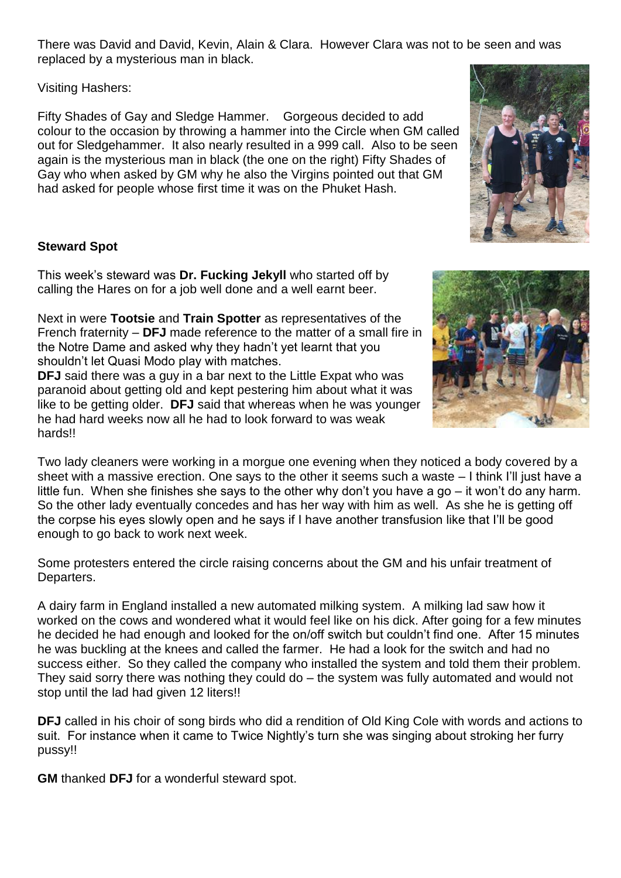There was David and David, Kevin, Alain & Clara. However Clara was not to be seen and was replaced by a mysterious man in black.

Visiting Hashers:

Fifty Shades of Gay and Sledge Hammer. Gorgeous decided to add colour to the occasion by throwing a hammer into the Circle when GM called out for Sledgehammer. It also nearly resulted in a 999 call. Also to be seen again is the mysterious man in black (the one on the right) Fifty Shades of Gay who when asked by GM why he also the Virgins pointed out that GM had asked for people whose first time it was on the Phuket Hash.

**Steward Spot**

This week's steward was **Dr. Fucking Jekyll** who started off by calling the Hares on for a job well done and a well earnt beer.

Next in were **Tootsie** and **Train Spotter** as representatives of the French fraternity – **DFJ** made reference to the matter of a small fire in the Notre Dame and asked why they hadn't yet learnt that you shouldn't let Quasi Modo play with matches.

**DFJ** said there was a guy in a bar next to the Little Expat who was paranoid about getting old and kept pestering him about what it was like to be getting older. **DFJ** said that whereas when he was younger he had hard weeks now all he had to look forward to was weak hards!!

Two lady cleaners were working in a morgue one evening when they noticed a body covered by a sheet with a massive erection. One says to the other it seems such a waste – I think I'll just have a little fun. When she finishes she says to the other why don't you have a go – it won't do any harm. So the other lady eventually concedes and has her way with him as well. As she he is getting off the corpse his eyes slowly open and he says if I have another transfusion like that I'll be good enough to go back to work next week.

Some protesters entered the circle raising concerns about the GM and his unfair treatment of Departers.

A dairy farm in England installed a new automated milking system. A milking lad saw how it worked on the cows and wondered what it would feel like on his dick. After going for a few minutes he decided he had enough and looked for the on/off switch but couldn't find one. After 15 minutes he was buckling at the knees and called the farmer. He had a look for the switch and had no success either. So they called the company who installed the system and told them their problem. They said sorry there was nothing they could do – the system was fully automated and would not stop until the lad had given 12 liters!!

**DFJ** called in his choir of song birds who did a rendition of Old King Cole with words and actions to suit. For instance when it came to Twice Nightly's turn she was singing about stroking her furry pussy!!

**GM** thanked **DFJ** for a wonderful steward spot.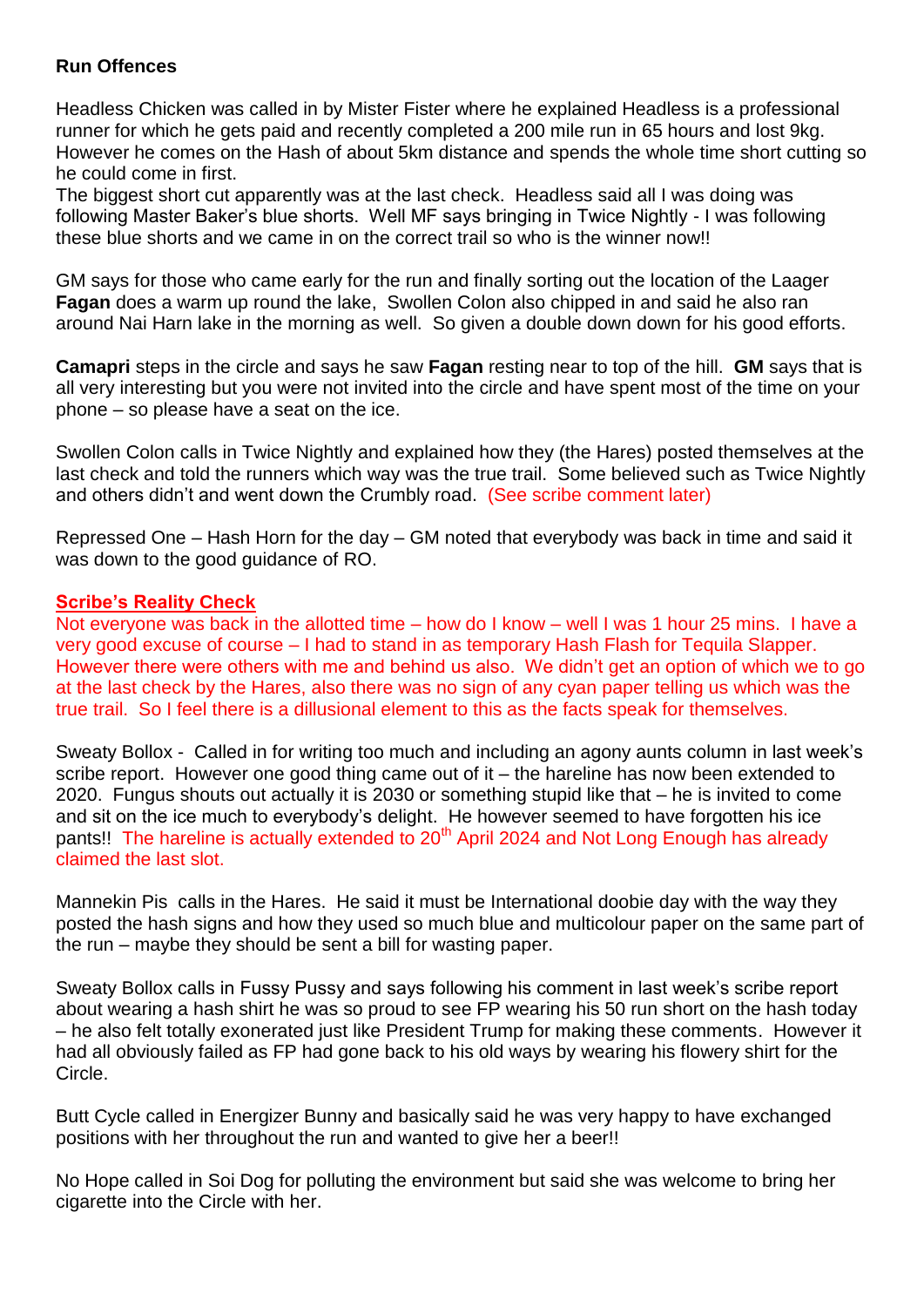**Run Offences**

Headless Chicken was called in by Mister Fister where he explained Headless is a professional runner for which he gets paid and recently completed a 200 mile run in 65 hours and lost 9kg. However he comes on the Hash of about 5km distance and spends the whole time short cutting so he could come in first.

The biggest short cut apparently was at the last check. Headless said all I was doing was following Master Baker's blue shorts. Well MF says bringing in Twice Nightly - I was following these blue shorts and we came in on the correct trail so who is the winner now!!

GM says for those who came early for the run and finally sorting out the location of the Laager **Fagan** does a warm up round the lake, Swollen Colon also chipped in and said he also ran around Nai Harn lake in the morning as well. So given a double down down for his good efforts.

**Camapri** steps in the circle and says he saw **Fagan** resting near to top of the hill. **GM** says that is all very interesting but you were not invited into the circle and have spent most of the time on your phone – so please have a seat on the ice.

Swollen Colon calls in Twice Nightly and explained how they (the Hares) posted themselves at the last check and told the runners which way was the true trail. Some believed such as Twice Nightly and others didn't and went down the Crumbly road. (See scribe comment later)

Repressed One – Hash Horn for the day – GM noted that everybody was back in time and said it was down to the good guidance of RO.

**Scribe's Reality Check**

Not everyone was back in the allotted time – how do I know – well I was 1 hour 25 mins. I have a very good excuse of course – I had to stand in as temporary Hash Flash for Tequila Slapper. However there were others with me and behind us also. We didn't get an option of which we to go at the last check by the Hares, also there was no sign of any cyan paper telling us which was the true trail. So I feel there is a dillusional element to this as the facts speak for themselves.

Sweaty Bollox - Called in for writing too much and including an agony aunts column in last week's scribe report. However one good thing came out of it – the hareline has now been extended to 2020. Fungus shouts out actually it is 2030 or something stupid like that – he is invited to come and sit on the ice much to everybody's delight. He however seemed to have forgotten his ice pants!! The hareline is actually extended to 20th April 2024 and Not Long Enough has already claimed the last slot.

Mannekin Pis calls in the Hares. He said it must be International doobie day with the way they posted the hash signs and how they used so much blue and multicolour paper on the same part of the run – maybe they should be sent a bill for wasting paper.

Sweaty Bollox calls in Fussy Pussy and says following his comment in last week's scribe report about wearing a hash shirt he was so proud to see FP wearing his 50 run short on the hash today – he also felt totally exonerated just like President Trump for making these comments. However it had all obviously failed as FP had gone back to his old ways by wearing his flowery shirt for the Circle.

Butt Cycle called in Energizer Bunny and basically said he was very happy to have exchanged positions with her throughout the run and wanted to give her a beer!!

No Hope called in Soi Dog for polluting the environment but said she was welcome to bring her cigarette into the Circle with her.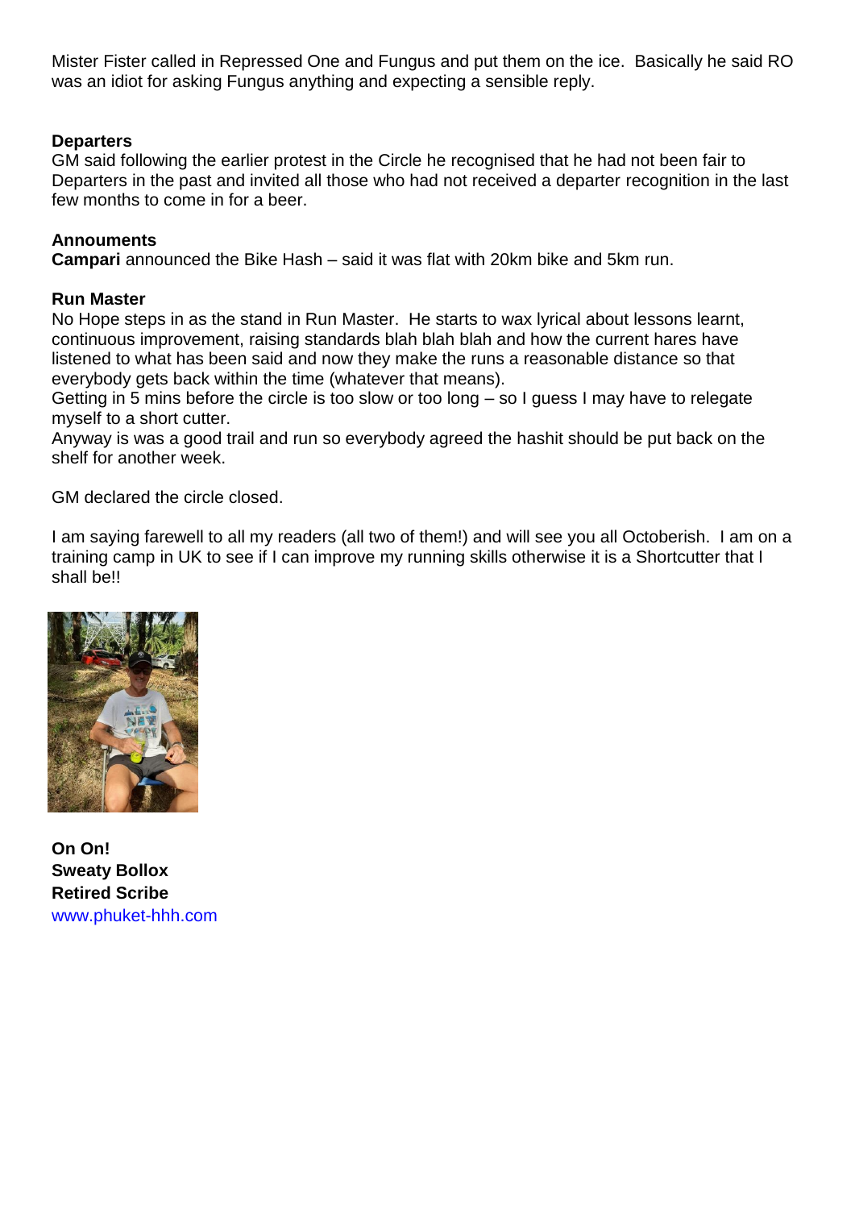Mister Fister called in Repressed One and Fungus and put them on the ice. Basically he said RO was an idiot for asking Fungus anything and expecting a sensible reply.

**Departers**
GM said following the earlier protest in the Circle he recognised that he had not been fair to Departers in the past and invited all those who had not received a departer recognition in the last few months to come in for a beer.

**Annouments**
**Campari** announced the Bike Hash – said it was flat with 20km bike and 5km run.

**Run Master**
No Hope steps in as the stand in Run Master. He starts to wax lyrical about lessons learnt, continuous improvement, raising standards blah blah blah and how the current hares have listened to what has been said and now they make the runs a reasonable distance so that everybody gets back within the time (whatever that means).
Getting in 5 mins before the circle is too slow or too long – so I guess I may have to relegate myself to a short cutter.
Anyway is was a good trail and run so everybody agreed the hashit should be put back on the shelf for another week.

GM declared the circle closed.

I am saying farewell to all my readers (all two of them!) and will see you all Octoberish. I am on a training camp in UK to see if I can improve my running skills otherwise it is a Shortcutter that I shall be!!

**On On!**
**Sweaty Bollox**
**Retired Scribe**
www.phuket-hhh.com